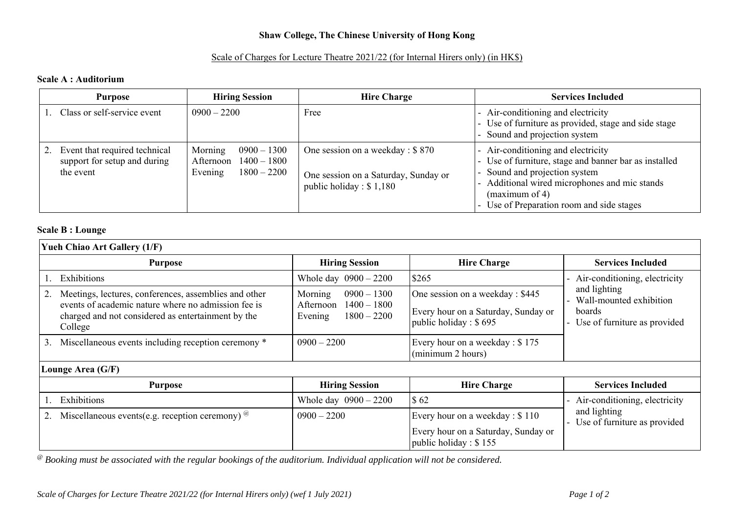**Shaw College, The Chinese University of Hong Kong**

Scale of Charges for Lecture Theatre 2021/22 (for Internal Hirers only) (in HK$)

**Scale A : Auditorium**

| Purpose | Hiring Session | Hire Charge | Services Included |
|---|---|---|---|
| 1. Class or self-service event | 0900 – 2200 | Free | - Air-conditioning and electricity<br>- Use of furniture as provided, stage and side stage<br>- Sound and projection system |
| 2. Event that required technical support for setup and during the event | Morning 0900 – 1300<br>Afternoon 1400 – 1800<br>Evening 1800 – 2200 | One session on a weekday : $ 870<br><br>One session on a Saturday, Sunday or public holiday : $ 1,180 | - Air-conditioning and electricity<br>- Use of furniture, stage and banner bar as installed<br>- Sound and projection system<br>- Additional wired microphones and mic stands (maximum of 4)<br>- Use of Preparation room and side stages |

**Scale B : Lounge**

| **Yueh Chiao Art Gallery (1/F)** | | | |
|---|---|---|---|
| **Purpose** | **Hiring Session** | **Hire Charge** | **Services Included** |
| 1. Exhibitions | Whole day 0900 – 2200 | $265 | - Air-conditioning, electricity and lighting<br>- Wall-mounted exhibition boards<br>- Use of furniture as provided |
| 2. Meetings, lectures, conferences, assemblies and other events of academic nature where no admission fee is charged and not considered as entertainment by the College | Morning 0900 – 1300<br>Afternoon 1400 – 1800<br>Evening 1800 – 2200 | One session on a weekday : $445<br><br>Every hour on a Saturday, Sunday or public holiday : $ 695 | |
| 3. Miscellaneous events including reception ceremony * | 0900 – 2200 | Every hour on a weekday : $ 175 (minimum 2 hours) | |
| **Lounge Area (G/F)** | | | |
| **Purpose** | **Hiring Session** | **Hire Charge** | **Services Included** |
| 1. Exhibitions | Whole day 0900 – 2200 | $ 62 | - Air-conditioning, electricity and lighting<br>- Use of furniture as provided |
| 2. Miscellaneous events(e.g. reception ceremony) @ | 0900 – 2200 | Every hour on a weekday : $ 110<br><br>Every hour on a Saturday, Sunday or public holiday : $ 155 | |

*@ Booking must be associated with the regular bookings of the auditorium. Individual application will not be considered.*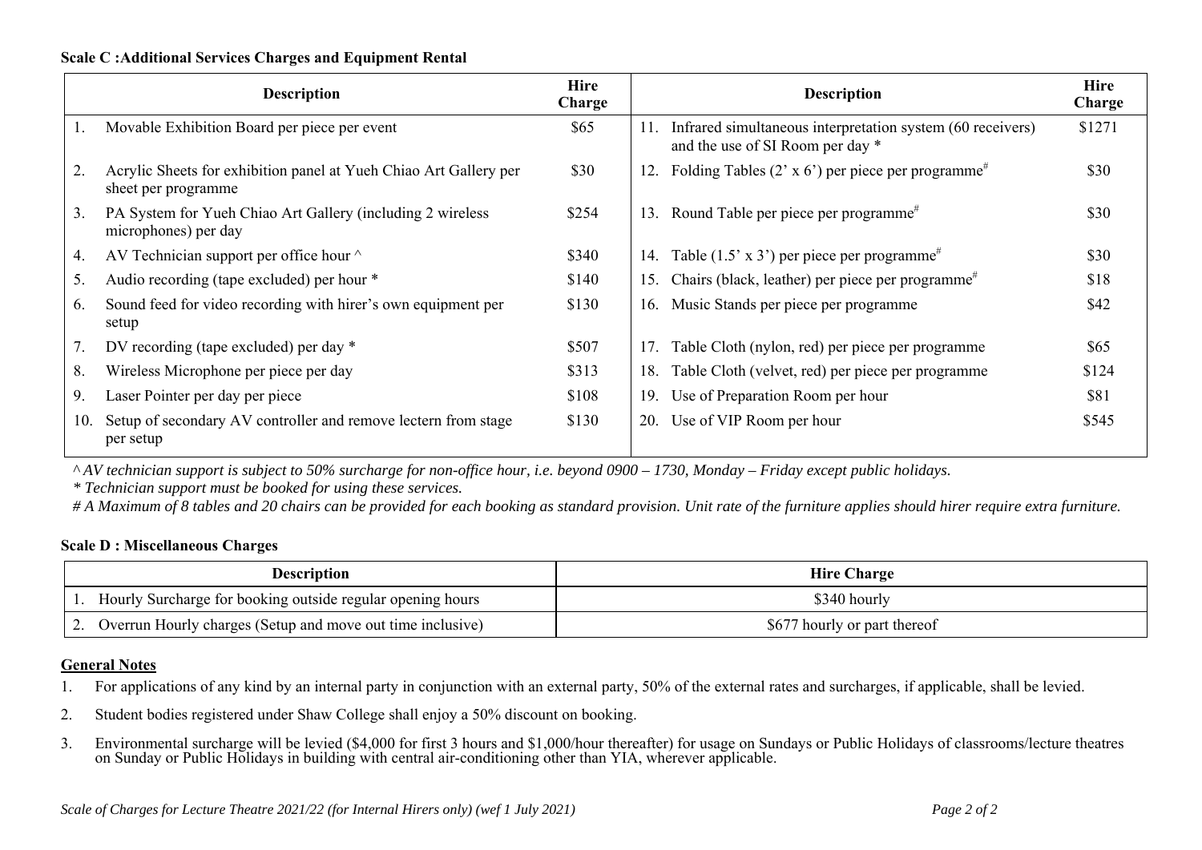**Scale C :Additional Services Charges and Equipment Rental**

| Description | Hire Charge | Description | Hire Charge |
|---|---|---|---|
| 1. Movable Exhibition Board per piece per event | $65 | 11. Infrared simultaneous interpretation system (60 receivers) and the use of SI Room per day * | $1271 |
| 2. Acrylic Sheets for exhibition panel at Yueh Chiao Art Gallery per sheet per programme | $30 | 12. Folding Tables (2' x 6') per piece per programme# | $30 |
| 3. PA System for Yueh Chiao Art Gallery (including 2 wireless microphones) per day | $254 | 13. Round Table per piece per programme# | $30 |
| 4. AV Technician support per office hour ^ | $340 | 14. Table (1.5' x 3') per piece per programme# | $30 |
| 5. Audio recording (tape excluded) per hour * | $140 | 15. Chairs (black, leather) per piece per programme# | $18 |
| 6. Sound feed for video recording with hirer's own equipment per setup | $130 | 16. Music Stands per piece per programme | $42 |
| 7. DV recording (tape excluded) per day * | $507 | 17. Table Cloth (nylon, red) per piece per programme | $65 |
| 8. Wireless Microphone per piece per day | $313 | 18. Table Cloth (velvet, red) per piece per programme | $124 |
| 9. Laser Pointer per day per piece | $108 | 19. Use of Preparation Room per hour | $81 |
| 10. Setup of secondary AV controller and remove lectern from stage per setup | $130 | 20. Use of VIP Room per hour | $545 |

*^ AV technician support is subject to 50% surcharge for non-office hour, i.e. beyond 0900 – 1730, Monday – Friday except public holidays.*

*\* Technician support must be booked for using these services.*

*# A Maximum of 8 tables and 20 chairs can be provided for each booking as standard provision. Unit rate of the furniture applies should hirer require extra furniture.*

**Scale D : Miscellaneous Charges**

| Description | Hire Charge |
|---|---|
| 1. Hourly Surcharge for booking outside regular opening hours | $340 hourly |
| 2. Overrun Hourly charges (Setup and move out time inclusive) | $677 hourly or part thereof |

**General Notes**

1. For applications of any kind by an internal party in conjunction with an external party, 50% of the external rates and surcharges, if applicable, shall be levied.
2. Student bodies registered under Shaw College shall enjoy a 50% discount on booking.
3. Environmental surcharge will be levied ($4,000 for first 3 hours and $1,000/hour thereafter) for usage on Sundays or Public Holidays of classrooms/lecture theatres on Sunday or Public Holidays in building with central air-conditioning other than YIA, wherever applicable.